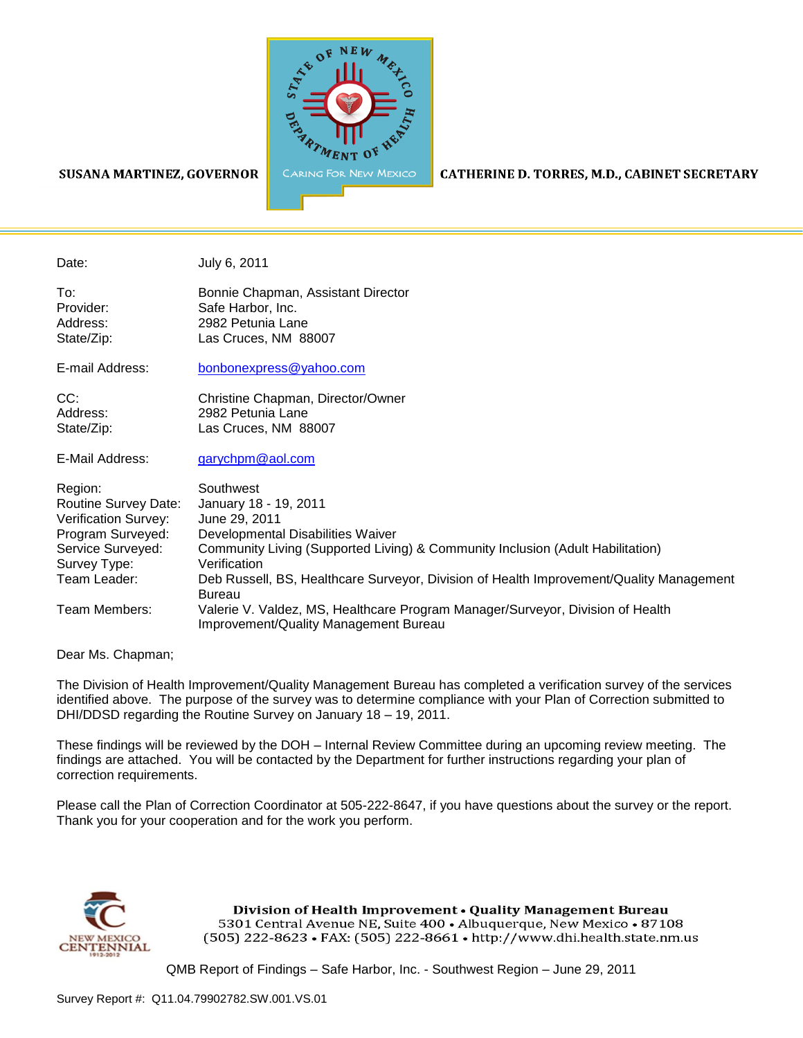SUSANA MARTINEZ, GOVERNOR

STATE OF NEW MEXICO DEPARTMENT OF HEALTH

CARING FOR NEW MEXICO

CATHERINE D. TORRES, M.D., CABINET SECRETARY

| | |
|---|---|
| Date: | July 6, 2011 |
| To: | Bonnie Chapman, Assistant Director |
| Provider: | Safe Harbor, Inc. |
| Address: | 2982 Petunia Lane |
| State/Zip: | Las Cruces, NM 88007 |
| E-mail Address: | bonbonexpress@yahoo.com |
| CC: | Christine Chapman, Director/Owner |
| Address: | 2982 Petunia Lane |
| State/Zip: | Las Cruces, NM 88007 |
| E-Mail Address: | garychpm@aol.com |
| Region: | Southwest |
| Routine Survey Date: | January 18 - 19, 2011 |
| Verification Survey: | June 29, 2011 |
| Program Surveyed: | Developmental Disabilities Waiver |
| Service Surveyed: | Community Living (Supported Living) & Community Inclusion (Adult Habilitation) |
| Survey Type: | Verification |
| Team Leader: | Deb Russell, BS, Healthcare Surveyor, Division of Health Improvement/Quality Management Bureau |
| Team Members: | Valerie V. Valdez, MS, Healthcare Program Manager/Surveyor, Division of Health Improvement/Quality Management Bureau |

Dear Ms. Chapman;

The Division of Health Improvement/Quality Management Bureau has completed a verification survey of the services identified above. The purpose of the survey was to determine compliance with your Plan of Correction submitted to DHI/DDSD regarding the Routine Survey on January 18 – 19, 2011.

These findings will be reviewed by the DOH – Internal Review Committee during an upcoming review meeting. The findings are attached. You will be contacted by the Department for further instructions regarding your plan of correction requirements.

Please call the Plan of Correction Coordinator at 505-222-8647, if you have questions about the survey or the report. Thank you for your cooperation and for the work you perform.

**Division of Health Improvement • Quality Management Bureau**
5301 Central Avenue NE, Suite 400 • Albuquerque, New Mexico • 87108
(505) 222-8623 • FAX: (505) 222-8661 • http://www.dhi.health.state.nm.us

QMB Report of Findings – Safe Harbor, Inc. - Southwest Region – June 29, 2011

Survey Report #: Q11.04.79902782.SW.001.VS.01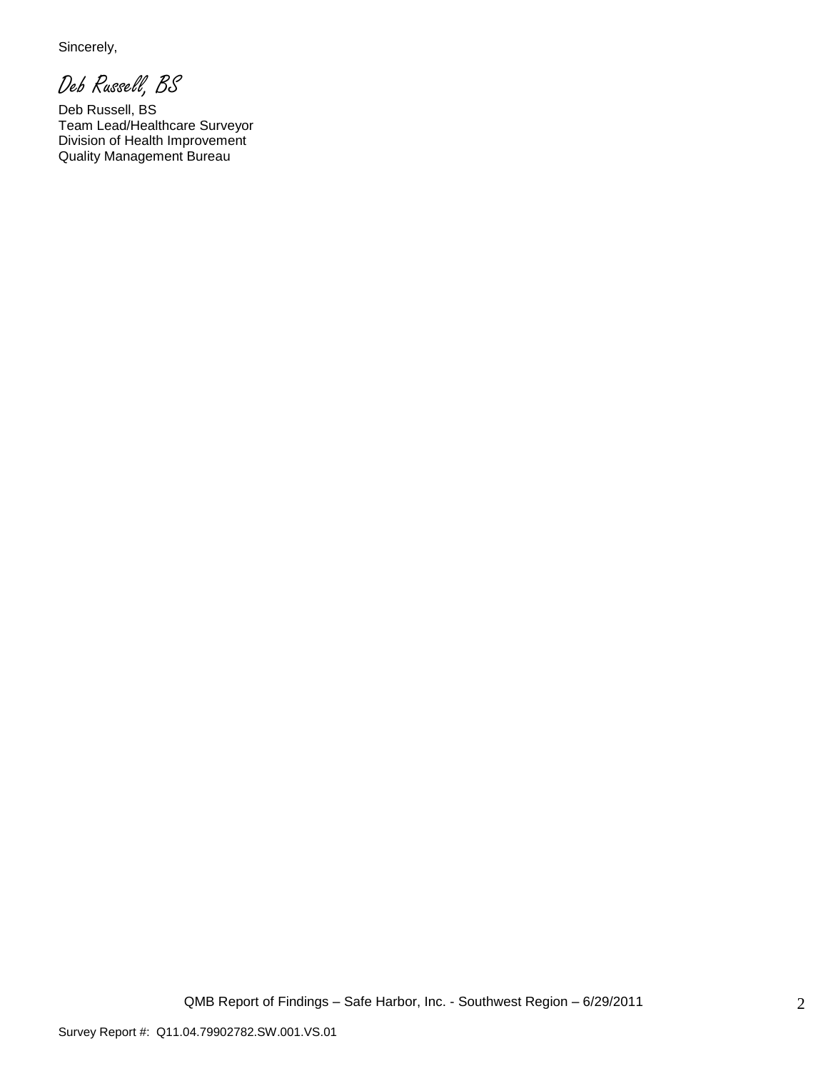Sincerely,

*Deb Russell, BS*

Deb Russell, BS
Team Lead/Healthcare Surveyor
Division of Health Improvement
Quality Management Bureau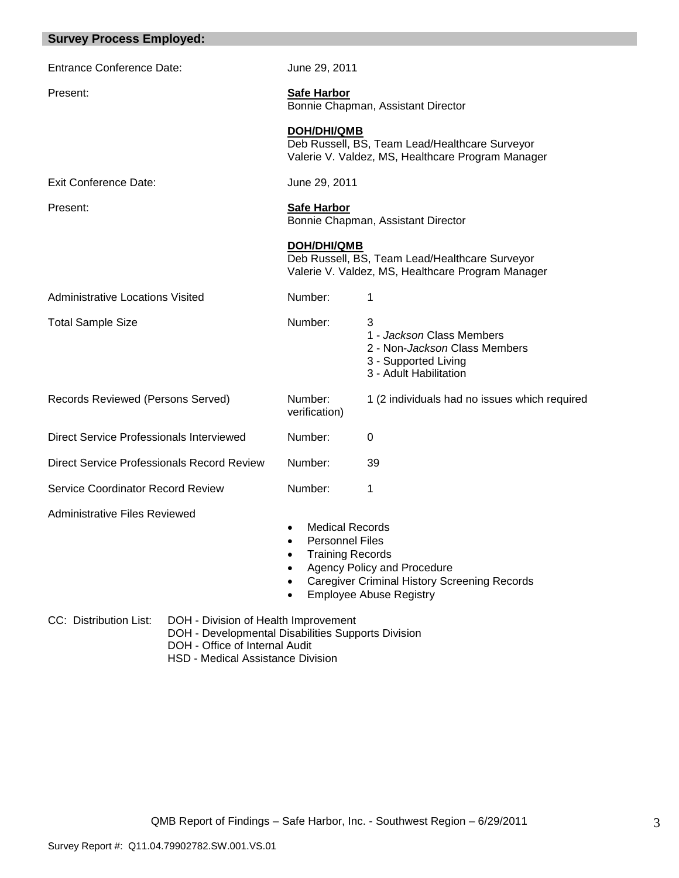## Survey Process Employed:

| | | |
|---|---|---|
| Entrance Conference Date: | June 29, 2011 | |
| Present: | **Safe Harbor**<br>Bonnie Chapman, Assistant Director<br><br>**DOH/DHI/QMB**<br>Deb Russell, BS, Team Lead/Healthcare Surveyor<br>Valerie V. Valdez, MS, Healthcare Program Manager | |
| Exit Conference Date: | June 29, 2011 | |
| Present: | **Safe Harbor**<br>Bonnie Chapman, Assistant Director<br><br>**DOH/DHI/QMB**<br>Deb Russell, BS, Team Lead/Healthcare Surveyor<br>Valerie V. Valdez, MS, Healthcare Program Manager | |
| Administrative Locations Visited | Number: | 1 |
| Total Sample Size | Number: | 3<br>1 - *Jackson* Class Members<br>2 - Non-*Jackson* Class Members<br>3 - Supported Living<br>3 - Adult Habilitation |
| Records Reviewed (Persons Served) | Number: | 1 (2 individuals had no issues which required verification) |
| Direct Service Professionals Interviewed | Number: | 0 |
| Direct Service Professionals Record Review | Number: | 39 |
| Service Coordinator Record Review | Number: | 1 |

Administrative Files Reviewed

- Medical Records
- Personnel Files
- Training Records
- Agency Policy and Procedure
- Caregiver Criminal History Screening Records
- Employee Abuse Registry

CC: Distribution List:
DOH - Division of Health Improvement
DOH - Developmental Disabilities Supports Division
DOH - Office of Internal Audit
HSD - Medical Assistance Division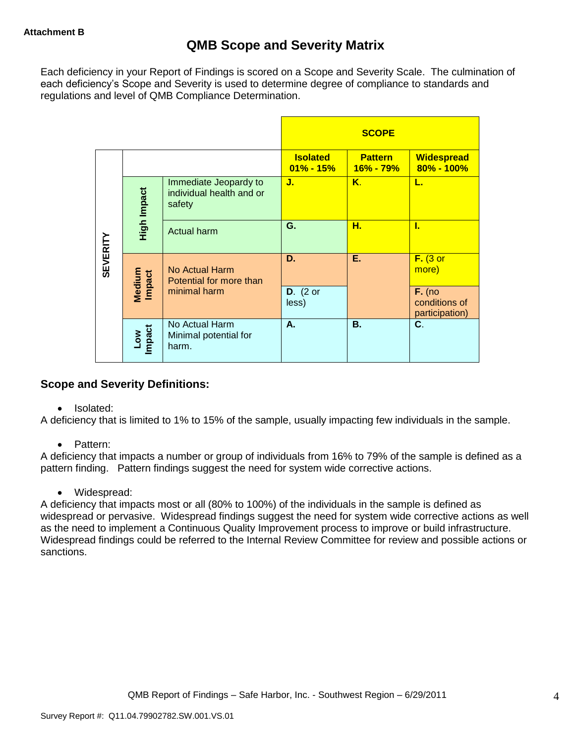**Attachment B**

# QMB Scope and Severity Matrix

Each deficiency in your Report of Findings is scored on a Scope and Severity Scale. The culmination of each deficiency's Scope and Severity is used to determine degree of compliance to standards and regulations and level of QMB Compliance Determination.

| | | | SCOPE | | |
|---|---|---|---|---|---|
| **SEVERITY** | | | **Isolated 01% - 15%** | **Pattern 16% - 79%** | **Widespread 80% - 100%** |
| | High Impact | Immediate Jeopardy to individual health and or safety | **J.** | **K.** | **L.** |
| | High Impact | Actual harm | **G.** | **H.** | **I.** |
| | Medium Impact | No Actual Harm Potential for more than minimal harm | **D.** | **E.** | **F.** (3 or more) |
| | Medium Impact | No Actual Harm Potential for more than minimal harm | **D**. (2 or less) | **E.** | **F.** (no conditions of participation) |
| | Low Impact | No Actual Harm Minimal potential for harm. | **A.** | **B.** | **C.** |

## Scope and Severity Definitions:

- Isolated:

A deficiency that is limited to 1% to 15% of the sample, usually impacting few individuals in the sample.

- Pattern:

A deficiency that impacts a number or group of individuals from 16% to 79% of the sample is defined as a pattern finding. Pattern findings suggest the need for system wide corrective actions.

- Widespread:

A deficiency that impacts most or all (80% to 100%) of the individuals in the sample is defined as widespread or pervasive. Widespread findings suggest the need for system wide corrective actions as well as the need to implement a Continuous Quality Improvement process to improve or build infrastructure. Widespread findings could be referred to the Internal Review Committee for review and possible actions or sanctions.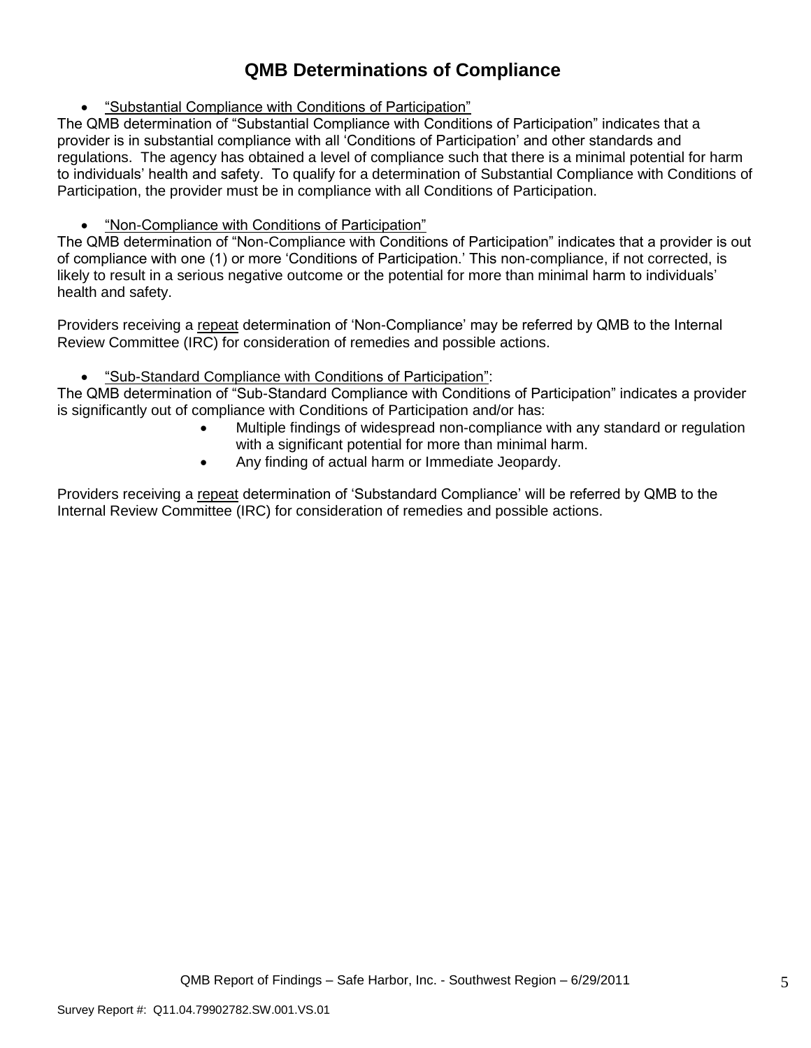# QMB Determinations of Compliance

- "Substantial Compliance with Conditions of Participation"

The QMB determination of "Substantial Compliance with Conditions of Participation" indicates that a provider is in substantial compliance with all 'Conditions of Participation' and other standards and regulations. The agency has obtained a level of compliance such that there is a minimal potential for harm to individuals' health and safety. To qualify for a determination of Substantial Compliance with Conditions of Participation, the provider must be in compliance with all Conditions of Participation.

- "Non-Compliance with Conditions of Participation"

The QMB determination of "Non-Compliance with Conditions of Participation" indicates that a provider is out of compliance with one (1) or more 'Conditions of Participation.' This non-compliance, if not corrected, is likely to result in a serious negative outcome or the potential for more than minimal harm to individuals' health and safety.

Providers receiving a repeat determination of 'Non-Compliance' may be referred by QMB to the Internal Review Committee (IRC) for consideration of remedies and possible actions.

- "Sub-Standard Compliance with Conditions of Participation":

The QMB determination of "Sub-Standard Compliance with Conditions of Participation" indicates a provider is significantly out of compliance with Conditions of Participation and/or has:

- Multiple findings of widespread non-compliance with any standard or regulation with a significant potential for more than minimal harm.
- Any finding of actual harm or Immediate Jeopardy.

Providers receiving a repeat determination of 'Substandard Compliance' will be referred by QMB to the Internal Review Committee (IRC) for consideration of remedies and possible actions.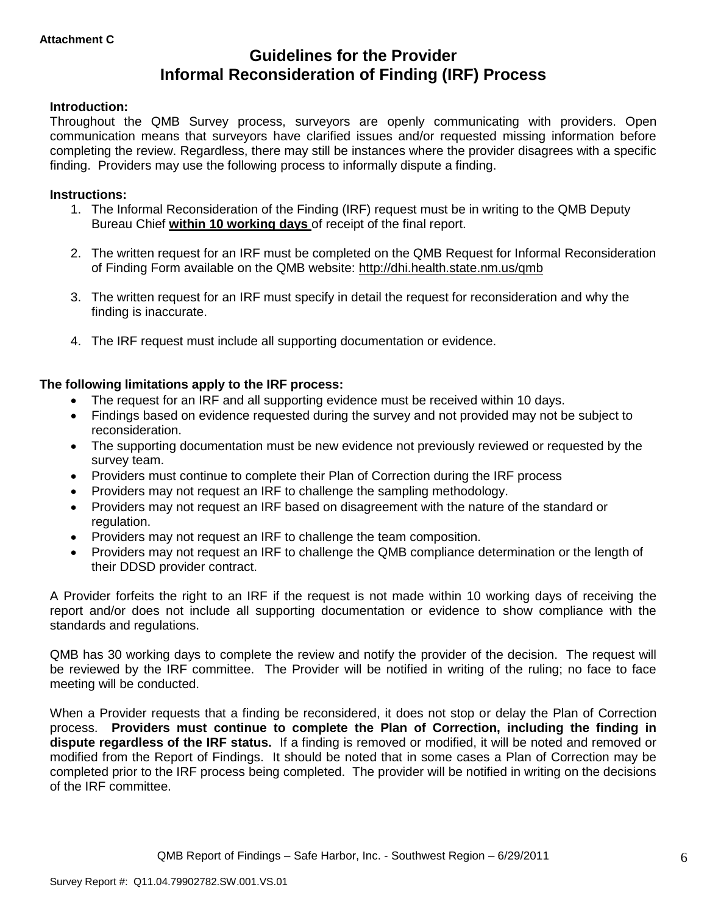**Attachment C**

# Guidelines for the Provider
# Informal Reconsideration of Finding (IRF) Process

**Introduction:**

Throughout the QMB Survey process, surveyors are openly communicating with providers. Open communication means that surveyors have clarified issues and/or requested missing information before completing the review. Regardless, there may still be instances where the provider disagrees with a specific finding. Providers may use the following process to informally dispute a finding.

**Instructions:**

1. The Informal Reconsideration of the Finding (IRF) request must be in writing to the QMB Deputy Bureau Chief **within 10 working days** of receipt of the final report.

2. The written request for an IRF must be completed on the QMB Request for Informal Reconsideration of Finding Form available on the QMB website: http://dhi.health.state.nm.us/qmb

3. The written request for an IRF must specify in detail the request for reconsideration and why the finding is inaccurate.

4. The IRF request must include all supporting documentation or evidence.

**The following limitations apply to the IRF process:**

- The request for an IRF and all supporting evidence must be received within 10 days.
- Findings based on evidence requested during the survey and not provided may not be subject to reconsideration.
- The supporting documentation must be new evidence not previously reviewed or requested by the survey team.
- Providers must continue to complete their Plan of Correction during the IRF process
- Providers may not request an IRF to challenge the sampling methodology.
- Providers may not request an IRF based on disagreement with the nature of the standard or regulation.
- Providers may not request an IRF to challenge the team composition.
- Providers may not request an IRF to challenge the QMB compliance determination or the length of their DDSD provider contract.

A Provider forfeits the right to an IRF if the request is not made within 10 working days of receiving the report and/or does not include all supporting documentation or evidence to show compliance with the standards and regulations.

QMB has 30 working days to complete the review and notify the provider of the decision. The request will be reviewed by the IRF committee. The Provider will be notified in writing of the ruling; no face to face meeting will be conducted.

When a Provider requests that a finding be reconsidered, it does not stop or delay the Plan of Correction process. **Providers must continue to complete the Plan of Correction, including the finding in dispute regardless of the IRF status.** If a finding is removed or modified, it will be noted and removed or modified from the Report of Findings. It should be noted that in some cases a Plan of Correction may be completed prior to the IRF process being completed. The provider will be notified in writing on the decisions of the IRF committee.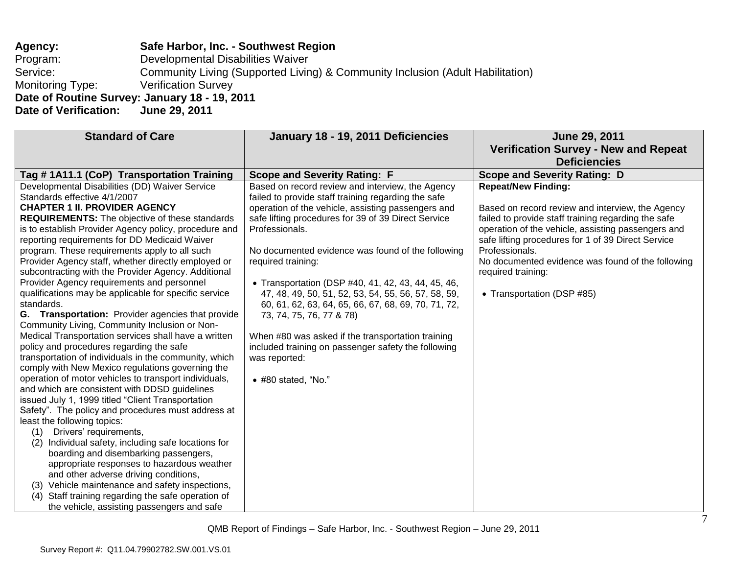**Agency:** **Safe Harbor, Inc. - Southwest Region**
Program: Developmental Disabilities Waiver
Service: Community Living (Supported Living) & Community Inclusion (Adult Habilitation)
Monitoring Type: Verification Survey
**Date of Routine Survey: January 18 - 19, 2011**
**Date of Verification: June 29, 2011**

| Standard of Care | January 18 - 19, 2011 Deficiencies | June 29, 2011 Verification Survey - New and Repeat Deficiencies |
|---|---|---|
| **Tag # 1A11.1 (CoP) Transportation Training** | **Scope and Severity Rating: F** | **Scope and Severity Rating: D** |
| Developmental Disabilities (DD) Waiver Service Standards effective 4/1/2007<br>**CHAPTER 1 II. PROVIDER AGENCY REQUIREMENTS:** The objective of these standards is to establish Provider Agency policy, procedure and reporting requirements for DD Medicaid Waiver program. These requirements apply to all such Provider Agency staff, whether directly employed or subcontracting with the Provider Agency. Additional Provider Agency requirements and personnel qualifications may be applicable for specific service standards.<br>**G. Transportation:** Provider agencies that provide Community Living, Community Inclusion or Non-Medical Transportation services shall have a written policy and procedures regarding the safe transportation of individuals in the community, which comply with New Mexico regulations governing the operation of motor vehicles to transport individuals, and which are consistent with DDSD guidelines issued July 1, 1999 titled "Client Transportation Safety". The policy and procedures must address at least the following topics:<br>(1) Drivers' requirements,<br>(2) Individual safety, including safe locations for boarding and disembarking passengers, appropriate responses to hazardous weather and other adverse driving conditions,<br>(3) Vehicle maintenance and safety inspections,<br>(4) Staff training regarding the safe operation of the vehicle, assisting passengers and safe | Based on record review and interview, the Agency failed to provide staff training regarding the safe operation of the vehicle, assisting passengers and safe lifting procedures for 39 of 39 Direct Service Professionals.<br><br>No documented evidence was found of the following required training:<br><br>• Transportation (DSP #40, 41, 42, 43, 44, 45, 46, 47, 48, 49, 50, 51, 52, 53, 54, 55, 56, 57, 58, 59, 60, 61, 62, 63, 64, 65, 66, 67, 68, 69, 70, 71, 72, 73, 74, 75, 76, 77 & 78)<br><br>When #80 was asked if the transportation training included training on passenger safety the following was reported:<br><br>• #80 stated, "No." | **Repeat/New Finding:**<br><br>Based on record review and interview, the Agency failed to provide staff training regarding the safe operation of the vehicle, assisting passengers and safe lifting procedures for 1 of 39 Direct Service Professionals.<br>No documented evidence was found of the following required training:<br><br>• Transportation (DSP #85) |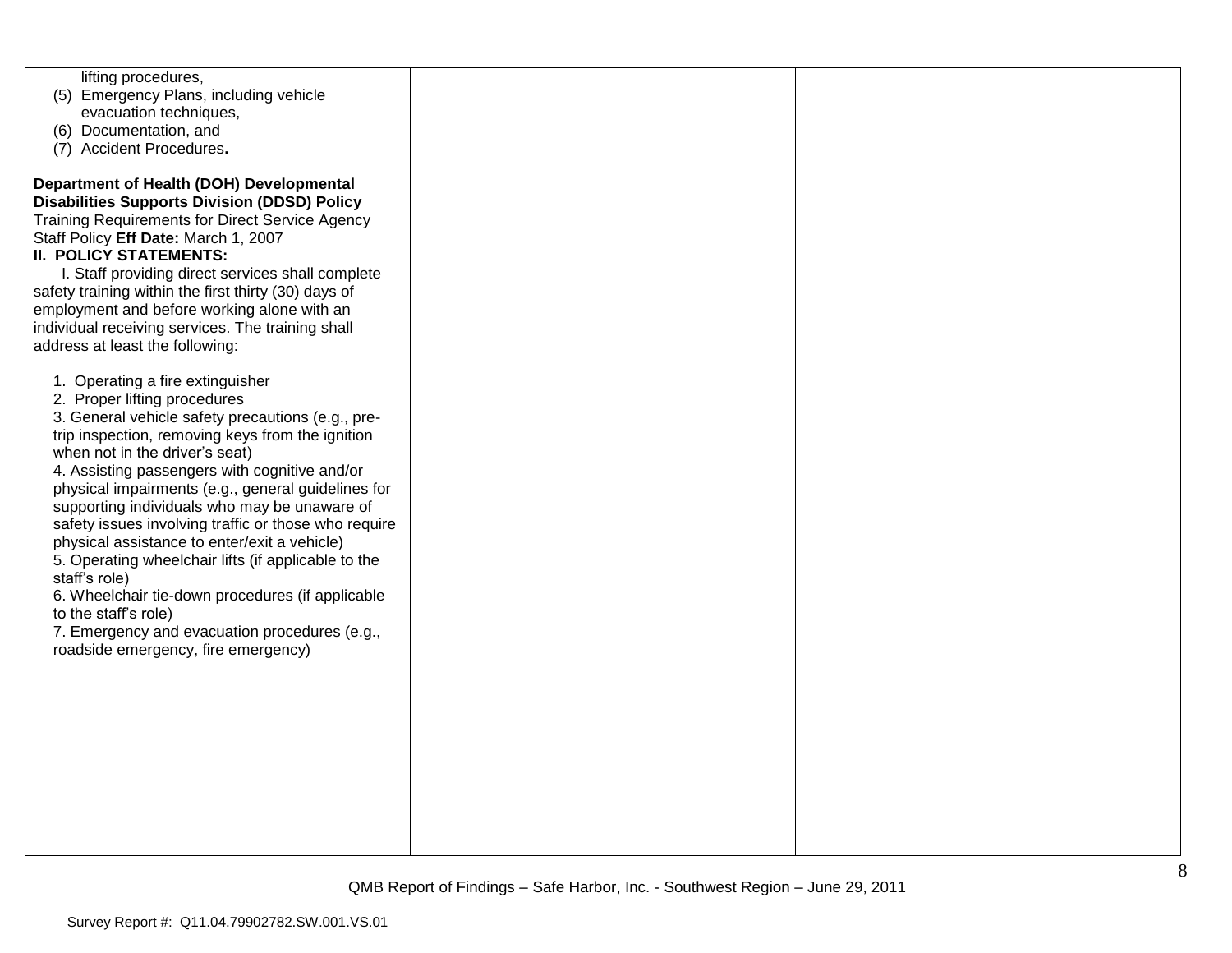| | | |
|---|---|---|
| lifting procedures,<br>(5) Emergency Plans, including vehicle evacuation techniques,<br>(6) Documentation, and<br>(7) Accident Procedures.<br><br>**Department of Health (DOH) Developmental Disabilities Supports Division (DDSD) Policy** Training Requirements for Direct Service Agency Staff Policy **Eff Date:** March 1, 2007<br>**II. POLICY STATEMENTS:**<br>I. Staff providing direct services shall complete safety training within the first thirty (30) days of employment and before working alone with an individual receiving services. The training shall address at least the following:<br><br>1. Operating a fire extinguisher<br>2. Proper lifting procedures<br>3. General vehicle safety precautions (e.g., pre-trip inspection, removing keys from the ignition when not in the driver's seat)<br>4. Assisting passengers with cognitive and/or physical impairments (e.g., general guidelines for supporting individuals who may be unaware of safety issues involving traffic or those who require physical assistance to enter/exit a vehicle)<br>5. Operating wheelchair lifts (if applicable to the staff's role)<br>6. Wheelchair tie-down procedures (if applicable to the staff's role)<br>7. Emergency and evacuation procedures (e.g., roadside emergency, fire emergency) | | |

QMB Report of Findings – Safe Harbor, Inc. - Southwest Region – June 29, 2011

Survey Report #: Q11.04.79902782.SW.001.VS.01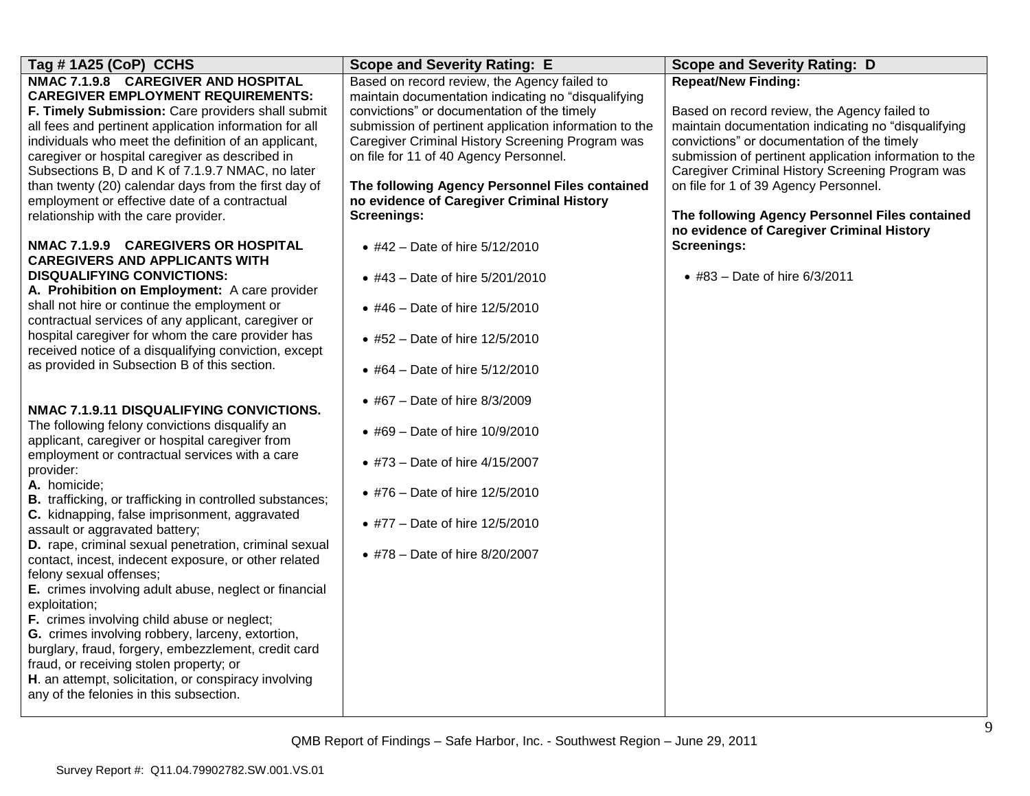| Tag # 1A25 (CoP) CCHS | Scope and Severity Rating: E | Scope and Severity Rating: D |
|---|---|---|
| **NMAC 7.1.9.8 CAREGIVER AND HOSPITAL CAREGIVER EMPLOYMENT REQUIREMENTS:**<br>**F. Timely Submission:** Care providers shall submit all fees and pertinent application information for all individuals who meet the definition of an applicant, caregiver or hospital caregiver as described in Subsections B, D and K of 7.1.9.7 NMAC, no later than twenty (20) calendar days from the first day of employment or effective date of a contractual relationship with the care provider.<br><br>**NMAC 7.1.9.9 CAREGIVERS OR HOSPITAL CAREGIVERS AND APPLICANTS WITH DISQUALIFYING CONVICTIONS:**<br>**A. Prohibition on Employment:** A care provider shall not hire or continue the employment or contractual services of any applicant, caregiver or hospital caregiver for whom the care provider has received notice of a disqualifying conviction, except as provided in Subsection B of this section.<br><br>**NMAC 7.1.9.11 DISQUALIFYING CONVICTIONS.** The following felony convictions disqualify an applicant, caregiver or hospital caregiver from employment or contractual services with a care provider:<br>**A.** homicide;<br>**B.** trafficking, or trafficking in controlled substances;<br>**C.** kidnapping, false imprisonment, aggravated assault or aggravated battery;<br>**D.** rape, criminal sexual penetration, criminal sexual contact, incest, indecent exposure, or other related felony sexual offenses;<br>**E.** crimes involving adult abuse, neglect or financial exploitation;<br>**F.** crimes involving child abuse or neglect;<br>**G.** crimes involving robbery, larceny, extortion, burglary, fraud, forgery, embezzlement, credit card fraud, or receiving stolen property; or<br>**H**. an attempt, solicitation, or conspiracy involving any of the felonies in this subsection. | Based on record review, the Agency failed to maintain documentation indicating no "disqualifying convictions" or documentation of the timely submission of pertinent application information to the Caregiver Criminal History Screening Program was on file for 11 of 40 Agency Personnel.<br><br>**The following Agency Personnel Files contained no evidence of Caregiver Criminal History Screenings:**<br><br>• #42 – Date of hire 5/12/2010<br>• #43 – Date of hire 5/201/2010<br>• #46 – Date of hire 12/5/2010<br>• #52 – Date of hire 12/5/2010<br>• #64 – Date of hire 5/12/2010<br>• #67 – Date of hire 8/3/2009<br>• #69 – Date of hire 10/9/2010<br>• #73 – Date of hire 4/15/2007<br>• #76 – Date of hire 12/5/2010<br>• #77 – Date of hire 12/5/2010<br>• #78 – Date of hire 8/20/2007 | **Repeat/New Finding:**<br><br>Based on record review, the Agency failed to maintain documentation indicating no "disqualifying convictions" or documentation of the timely submission of pertinent application information to the Caregiver Criminal History Screening Program was on file for 1 of 39 Agency Personnel.<br><br>**The following Agency Personnel Files contained no evidence of Caregiver Criminal History Screenings:**<br><br>• #83 – Date of hire 6/3/2011 |

QMB Report of Findings – Safe Harbor, Inc. - Southwest Region – June 29, 2011

Survey Report #: Q11.04.79902782.SW.001.VS.01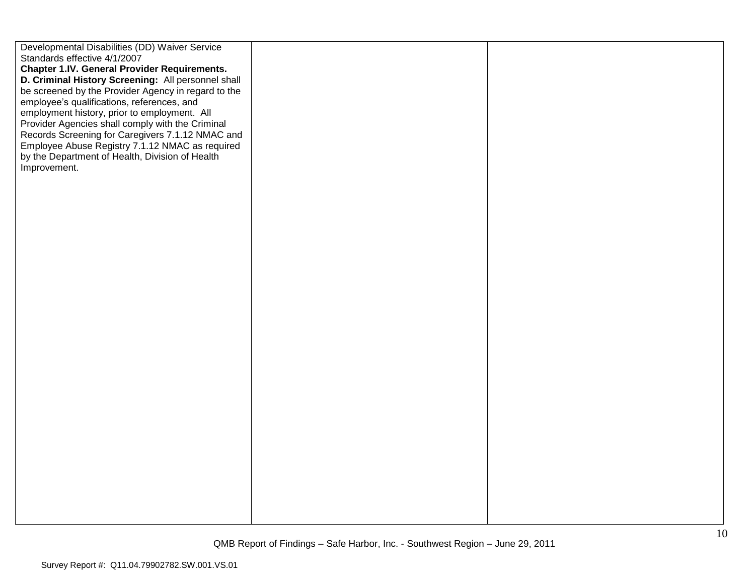| | | |
|---|---|---|
| Developmental Disabilities (DD) Waiver Service Standards effective 4/1/2007<br>**Chapter 1.IV. General Provider Requirements.**<br>**D. Criminal History Screening:** All personnel shall be screened by the Provider Agency in regard to the employee's qualifications, references, and employment history, prior to employment. All Provider Agencies shall comply with the Criminal Records Screening for Caregivers 7.1.12 NMAC and Employee Abuse Registry 7.1.12 NMAC as required by the Department of Health, Division of Health Improvement. | | |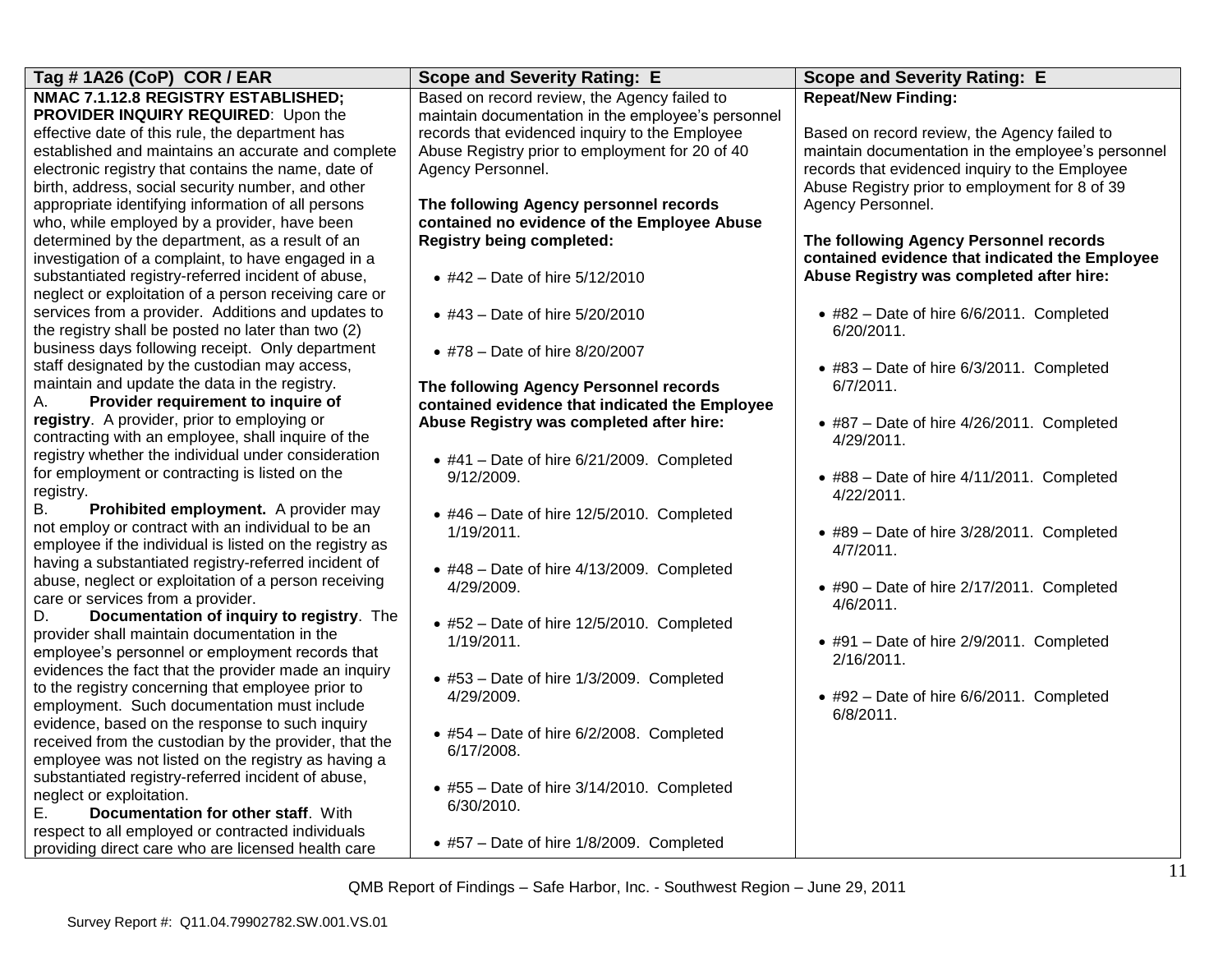| Tag # 1A26 (CoP) COR / EAR | Scope and Severity Rating: E | Scope and Severity Rating: E |
|---|---|---|
| **NMAC 7.1.12.8 REGISTRY ESTABLISHED; PROVIDER INQUIRY REQUIRED**: Upon the effective date of this rule, the department has established and maintains an accurate and complete electronic registry that contains the name, date of birth, address, social security number, and other appropriate identifying information of all persons who, while employed by a provider, have been determined by the department, as a result of an investigation of a complaint, to have engaged in a substantiated registry-referred incident of abuse, neglect or exploitation of a person receiving care or services from a provider. Additions and updates to the registry shall be posted no later than two (2) business days following receipt. Only department staff designated by the custodian may access, maintain and update the data in the registry.<br>A. **Provider requirement to inquire of registry**. A provider, prior to employing or contracting with an employee, shall inquire of the registry whether the individual under consideration for employment or contracting is listed on the registry.<br>B. **Prohibited employment.** A provider may not employ or contract with an individual to be an employee if the individual is listed on the registry as having a substantiated registry-referred incident of abuse, neglect or exploitation of a person receiving care or services from a provider.<br>D. **Documentation of inquiry to registry**. The provider shall maintain documentation in the employee's personnel or employment records that evidences the fact that the provider made an inquiry to the registry concerning that employee prior to employment. Such documentation must include evidence, based on the response to such inquiry received from the custodian by the provider, that the employee was not listed on the registry as having a substantiated registry-referred incident of abuse, neglect or exploitation.<br>E. **Documentation for other staff**. With respect to all employed or contracted individuals providing direct care who are licensed health care | Based on record review, the Agency failed to maintain documentation in the employee's personnel records that evidenced inquiry to the Employee Abuse Registry prior to employment for 20 of 40 Agency Personnel.<br><br>**The following Agency personnel records contained no evidence of the Employee Abuse Registry being completed:**<br><br>• #42 – Date of hire 5/12/2010<br><br>• #43 – Date of hire 5/20/2010<br><br>• #78 – Date of hire 8/20/2007<br><br>**The following Agency Personnel records contained evidence that indicated the Employee Abuse Registry was completed after hire:**<br><br>• #41 – Date of hire 6/21/2009. Completed 9/12/2009.<br><br>• #46 – Date of hire 12/5/2010. Completed 1/19/2011.<br><br>• #48 – Date of hire 4/13/2009. Completed 4/29/2009.<br><br>• #52 – Date of hire 12/5/2010. Completed 1/19/2011.<br><br>• #53 – Date of hire 1/3/2009. Completed 4/29/2009.<br><br>• #54 – Date of hire 6/2/2008. Completed 6/17/2008.<br><br>• #55 – Date of hire 3/14/2010. Completed 6/30/2010.<br><br>• #57 – Date of hire 1/8/2009. Completed | **Repeat/New Finding:**<br><br>Based on record review, the Agency failed to maintain documentation in the employee's personnel records that evidenced inquiry to the Employee Abuse Registry prior to employment for 8 of 39 Agency Personnel.<br><br>**The following Agency Personnel records contained evidence that indicated the Employee Abuse Registry was completed after hire:**<br><br>• #82 – Date of hire 6/6/2011. Completed 6/20/2011.<br><br>• #83 – Date of hire 6/3/2011. Completed 6/7/2011.<br><br>• #87 – Date of hire 4/26/2011. Completed 4/29/2011.<br><br>• #88 – Date of hire 4/11/2011. Completed 4/22/2011.<br><br>• #89 – Date of hire 3/28/2011. Completed 4/7/2011.<br><br>• #90 – Date of hire 2/17/2011. Completed 4/6/2011.<br><br>• #91 – Date of hire 2/9/2011. Completed 2/16/2011.<br><br>• #92 – Date of hire 6/6/2011. Completed 6/8/2011. |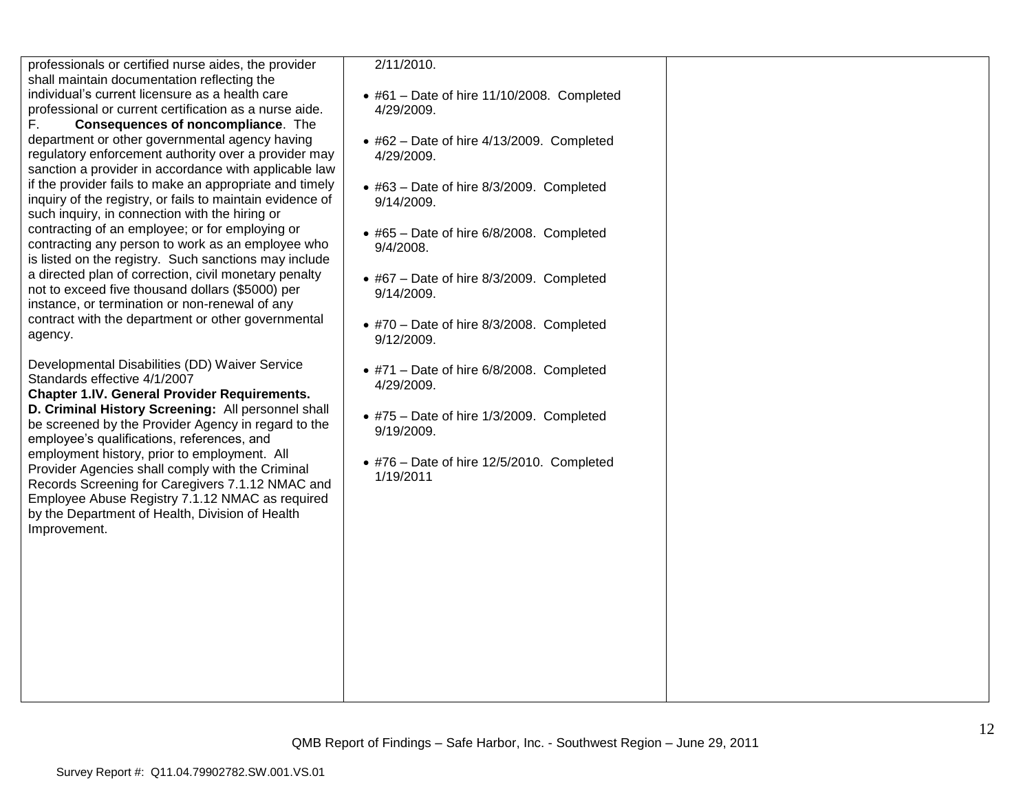| | | |
|---|---|---|
| professionals or certified nurse aides, the provider shall maintain documentation reflecting the individual's current licensure as a health care professional or current certification as a nurse aide.<br>F. **Consequences of noncompliance**. The department or other governmental agency having regulatory enforcement authority over a provider may sanction a provider in accordance with applicable law if the provider fails to make an appropriate and timely inquiry of the registry, or fails to maintain evidence of such inquiry, in connection with the hiring or contracting of an employee; or for employing or contracting any person to work as an employee who is listed on the registry. Such sanctions may include a directed plan of correction, civil monetary penalty not to exceed five thousand dollars ($5000) per instance, or termination or non-renewal of any contract with the department or other governmental agency.<br><br>Developmental Disabilities (DD) Waiver Service Standards effective 4/1/2007<br>**Chapter 1.IV. General Provider Requirements.**<br>**D. Criminal History Screening:** All personnel shall be screened by the Provider Agency in regard to the employee's qualifications, references, and employment history, prior to employment. All Provider Agencies shall comply with the Criminal Records Screening for Caregivers 7.1.12 NMAC and Employee Abuse Registry 7.1.12 NMAC as required by the Department of Health, Division of Health Improvement. | 2/11/2010.<br><br>• #61 – Date of hire 11/10/2008. Completed 4/29/2009.<br><br>• #62 – Date of hire 4/13/2009. Completed 4/29/2009.<br><br>• #63 – Date of hire 8/3/2009. Completed 9/14/2009.<br><br>• #65 – Date of hire 6/8/2008. Completed 9/4/2008.<br><br>• #67 – Date of hire 8/3/2009. Completed 9/14/2009.<br><br>• #70 – Date of hire 8/3/2008. Completed 9/12/2009.<br><br>• #71 – Date of hire 6/8/2008. Completed 4/29/2009.<br><br>• #75 – Date of hire 1/3/2009. Completed 9/19/2009.<br><br>• #76 – Date of hire 12/5/2010. Completed 1/19/2011 | |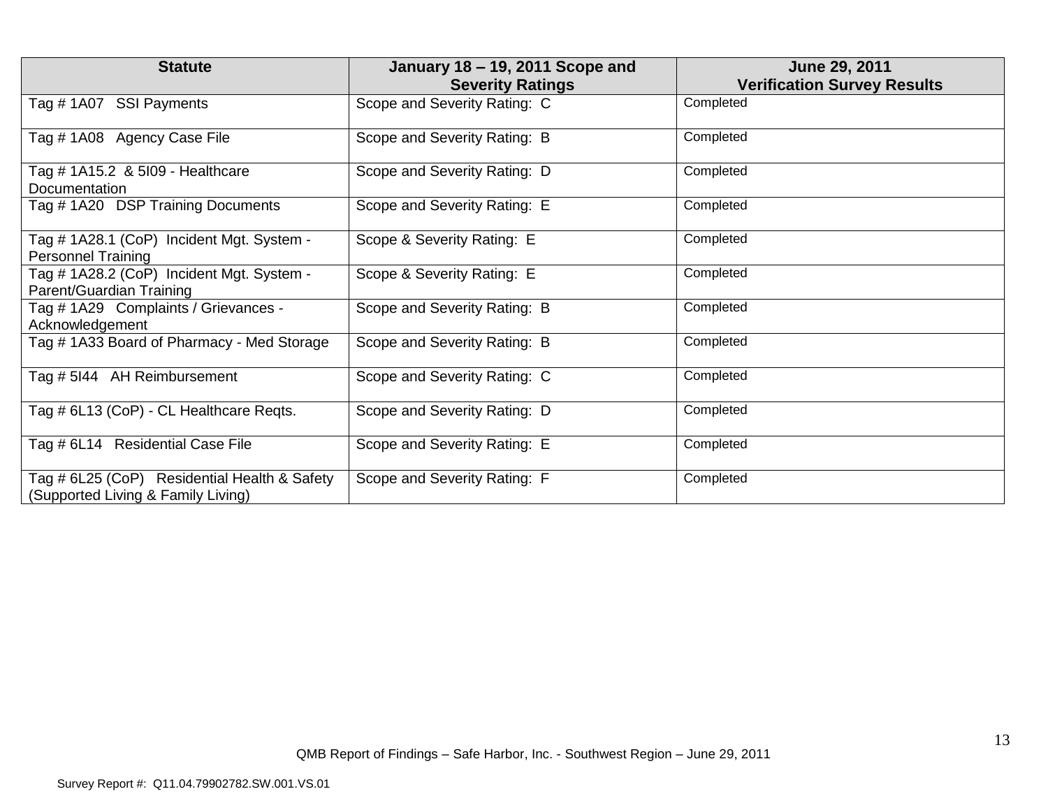| Statute | January 18 – 19, 2011 Scope and Severity Ratings | June 29, 2011 Verification Survey Results |
|---|---|---|
| Tag # 1A07 SSI Payments | Scope and Severity Rating: C | Completed |
| Tag # 1A08 Agency Case File | Scope and Severity Rating: B | Completed |
| Tag # 1A15.2 & 5I09 - Healthcare Documentation | Scope and Severity Rating: D | Completed |
| Tag # 1A20 DSP Training Documents | Scope and Severity Rating: E | Completed |
| Tag # 1A28.1 (CoP) Incident Mgt. System - Personnel Training | Scope & Severity Rating: E | Completed |
| Tag # 1A28.2 (CoP) Incident Mgt. System - Parent/Guardian Training | Scope & Severity Rating: E | Completed |
| Tag # 1A29 Complaints / Grievances - Acknowledgement | Scope and Severity Rating: B | Completed |
| Tag # 1A33 Board of Pharmacy - Med Storage | Scope and Severity Rating: B | Completed |
| Tag # 5I44 AH Reimbursement | Scope and Severity Rating: C | Completed |
| Tag # 6L13 (CoP) - CL Healthcare Reqts. | Scope and Severity Rating: D | Completed |
| Tag # 6L14 Residential Case File | Scope and Severity Rating: E | Completed |
| Tag # 6L25 (CoP) Residential Health & Safety (Supported Living & Family Living) | Scope and Severity Rating: F | Completed |